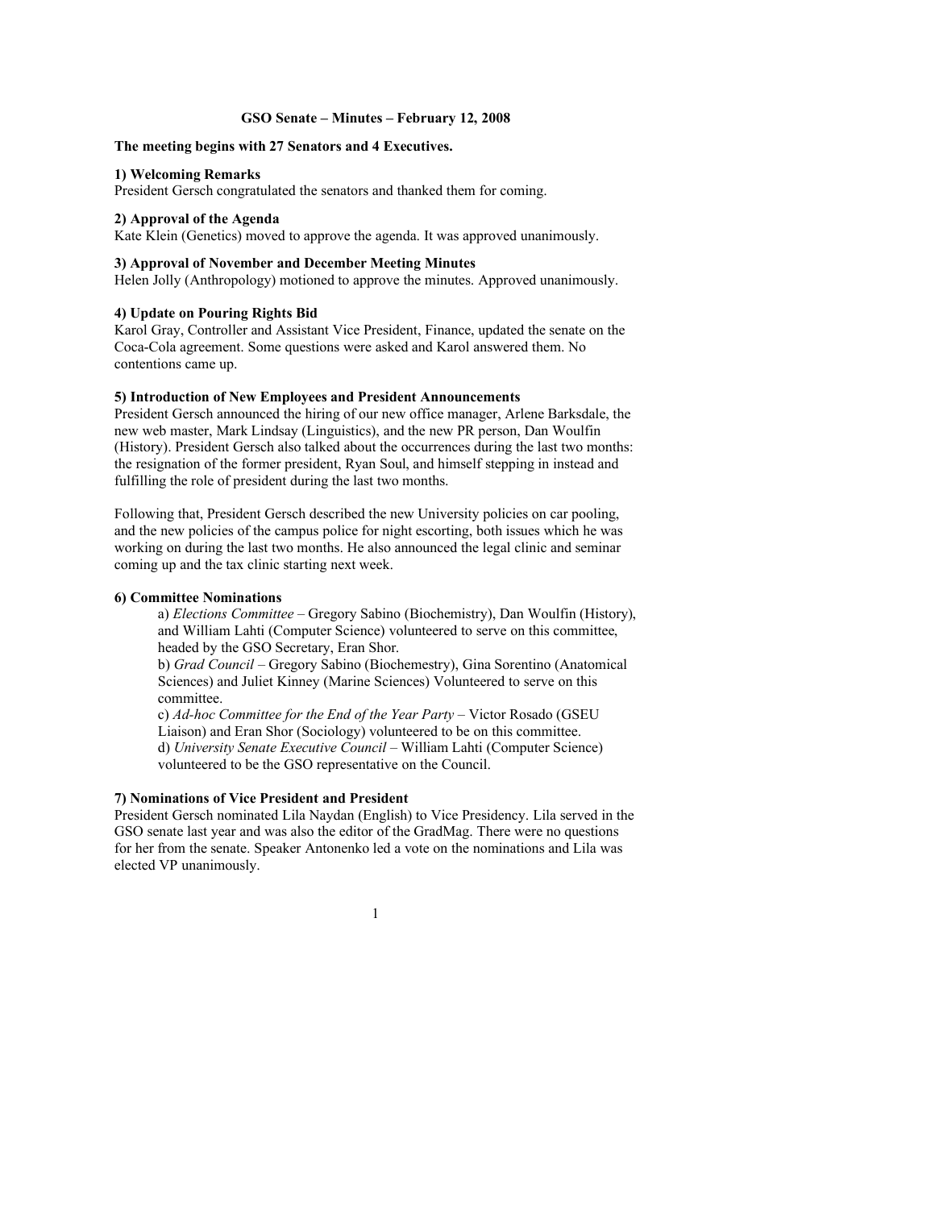# GSO Senate – Minutes – February 12, 2008

**The meeting begins with 27 Senators and 4 Executives.**

### 1) Welcoming Remarks

President Gersch congratulated the senators and thanked them for coming.

### 2) Approval of the Agenda

Kate Klein (Genetics) moved to approve the agenda. It was approved unanimously.

### 3) Approval of November and December Meeting Minutes

Helen Jolly (Anthropology) motioned to approve the minutes. Approved unanimously.

### 4) Update on Pouring Rights Bid

Karol Gray, Controller and Assistant Vice President, Finance, updated the senate on the Coca-Cola agreement. Some questions were asked and Karol answered them. No contentions came up.

### 5) Introduction of New Employees and President Announcements

President Gersch announced the hiring of our new office manager, Arlene Barksdale, the new web master, Mark Lindsay (Linguistics), and the new PR person, Dan Woulfin (History). President Gersch also talked about the occurrences during the last two months: the resignation of the former president, Ryan Soul, and himself stepping in instead and fulfilling the role of president during the last two months.

Following that, President Gersch described the new University policies on car pooling, and the new policies of the campus police for night escorting, both issues which he was working on during the last two months. He also announced the legal clinic and seminar coming up and the tax clinic starting next week.

### 6) Committee Nominations

a) *Elections Committee* – Gregory Sabino (Biochemistry), Dan Woulfin (History), and William Lahti (Computer Science) volunteered to serve on this committee, headed by the GSO Secretary, Eran Shor.
b) *Grad Council* – Gregory Sabino (Biochemestry), Gina Sorentino (Anatomical Sciences) and Juliet Kinney (Marine Sciences) Volunteered to serve on this committee.
c) *Ad-hoc Committee for the End of the Year Party* – Victor Rosado (GSEU Liaison) and Eran Shor (Sociology) volunteered to be on this committee.
d) *University Senate Executive Council* – William Lahti (Computer Science) volunteered to be the GSO representative on the Council.

### 7) Nominations of Vice President and President

President Gersch nominated Lila Naydan (English) to Vice Presidency. Lila served in the GSO senate last year and was also the editor of the GradMag. There were no questions for her from the senate. Speaker Antonenko led a vote on the nominations and Lila was elected VP unanimously.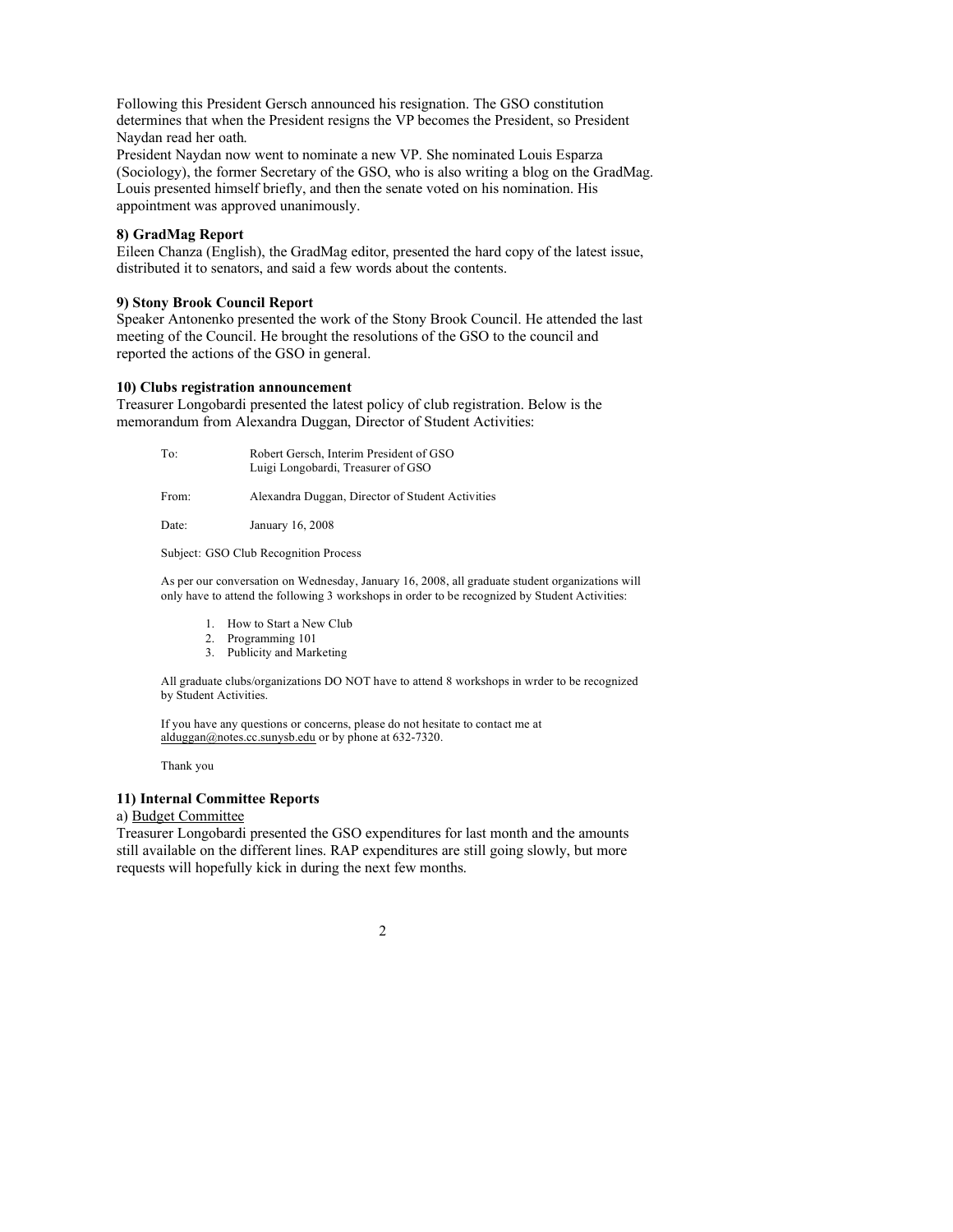Following this President Gersch announced his resignation. The GSO constitution determines that when the President resigns the VP becomes the President, so President Naydan read her oath.

President Naydan now went to nominate a new VP. She nominated Louis Esparza (Sociology), the former Secretary of the GSO, who is also writing a blog on the GradMag. Louis presented himself briefly, and then the senate voted on his nomination. His appointment was approved unanimously.

**8) GradMag Report**

Eileen Chanza (English), the GradMag editor, presented the hard copy of the latest issue, distributed it to senators, and said a few words about the contents.

**9) Stony Brook Council Report**

Speaker Antonenko presented the work of the Stony Brook Council. He attended the last meeting of the Council. He brought the resolutions of the GSO to the council and reported the actions of the GSO in general.

**10) Clubs registration announcement**

Treasurer Longobardi presented the latest policy of club registration. Below is the memorandum from Alexandra Duggan, Director of Student Activities:

> To: Robert Gersch, Interim President of GSO
> Luigi Longobardi, Treasurer of GSO
>
> From: Alexandra Duggan, Director of Student Activities
>
> Date: January 16, 2008
>
> Subject: GSO Club Recognition Process
>
> As per our conversation on Wednesday, January 16, 2008, all graduate student organizations will only have to attend the following 3 workshops in order to be recognized by Student Activities:
>
> 1. How to Start a New Club
> 2. Programming 101
> 3. Publicity and Marketing
>
> All graduate clubs/organizations DO NOT have to attend 8 workshops in wrder to be recognized by Student Activities.
>
> If you have any questions or concerns, please do not hesitate to contact me at alduggan@notes.cc.sunysb.edu or by phone at 632-7320.
>
> Thank you

**11) Internal Committee Reports**

a) Budget Committee

Treasurer Longobardi presented the GSO expenditures for last month and the amounts still available on the different lines. RAP expenditures are still going slowly, but more requests will hopefully kick in during the next few months.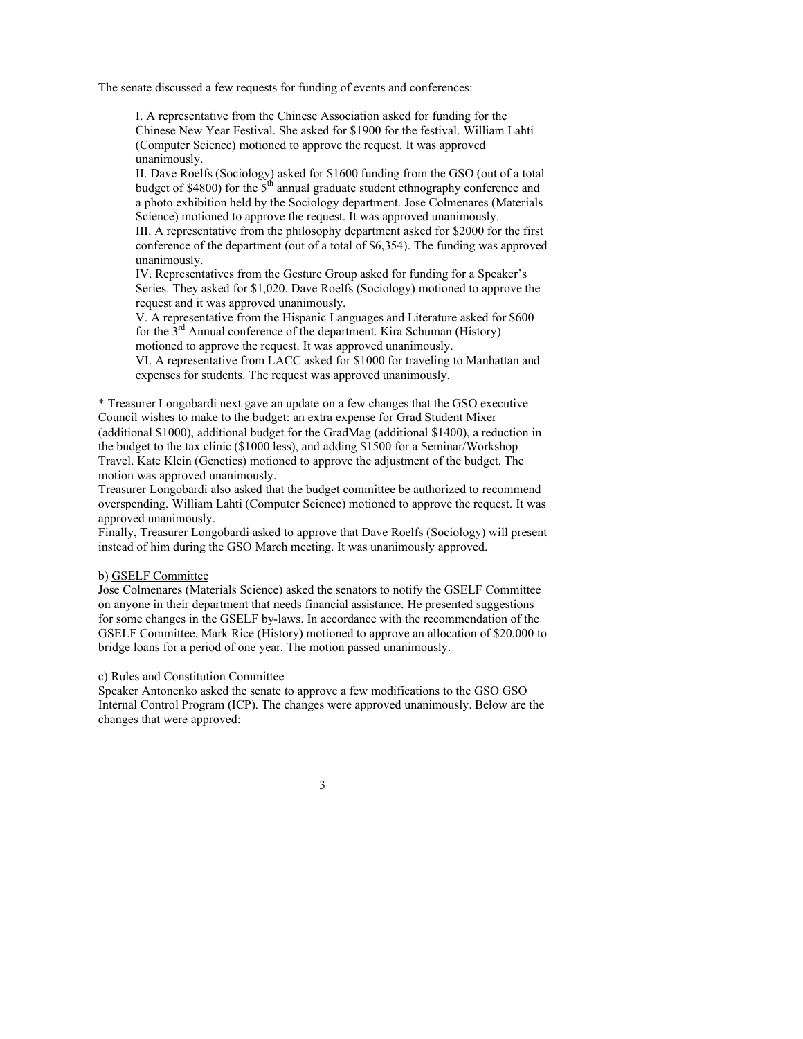The senate discussed a few requests for funding of events and conferences:

I. A representative from the Chinese Association asked for funding for the Chinese New Year Festival. She asked for $1900 for the festival. William Lahti (Computer Science) motioned to approve the request. It was approved unanimously.
II. Dave Roelfs (Sociology) asked for $1600 funding from the GSO (out of a total budget of $4800) for the 5th annual graduate student ethnography conference and a photo exhibition held by the Sociology department. Jose Colmenares (Materials Science) motioned to approve the request. It was approved unanimously.
III. A representative from the philosophy department asked for $2000 for the first conference of the department (out of a total of $6,354). The funding was approved unanimously.
IV. Representatives from the Gesture Group asked for funding for a Speaker's Series. They asked for $1,020. Dave Roelfs (Sociology) motioned to approve the request and it was approved unanimously.
V. A representative from the Hispanic Languages and Literature asked for $600 for the 3rd Annual conference of the department. Kira Schuman (History) motioned to approve the request. It was approved unanimously.
VI. A representative from LACC asked for $1000 for traveling to Manhattan and expenses for students. The request was approved unanimously.

* Treasurer Longobardi next gave an update on a few changes that the GSO executive Council wishes to make to the budget: an extra expense for Grad Student Mixer (additional $1000), additional budget for the GradMag (additional $1400), a reduction in the budget to the tax clinic ($1000 less), and adding $1500 for a Seminar/Workshop Travel. Kate Klein (Genetics) motioned to approve the adjustment of the budget. The motion was approved unanimously.
Treasurer Longobardi also asked that the budget committee be authorized to recommend overspending. William Lahti (Computer Science) motioned to approve the request. It was approved unanimously.
Finally, Treasurer Longobardi asked to approve that Dave Roelfs (Sociology) will present instead of him during the GSO March meeting. It was unanimously approved.

b) <u>GSELF Committee</u>
Jose Colmenares (Materials Science) asked the senators to notify the GSELF Committee on anyone in their department that needs financial assistance. He presented suggestions for some changes in the GSELF by-laws. In accordance with the recommendation of the GSELF Committee, Mark Rice (History) motioned to approve an allocation of $20,000 to bridge loans for a period of one year. The motion passed unanimously.

c) <u>Rules and Constitution Committee</u>
Speaker Antonenko asked the senate to approve a few modifications to the GSO GSO Internal Control Program (ICP). The changes were approved unanimously. Below are the changes that were approved: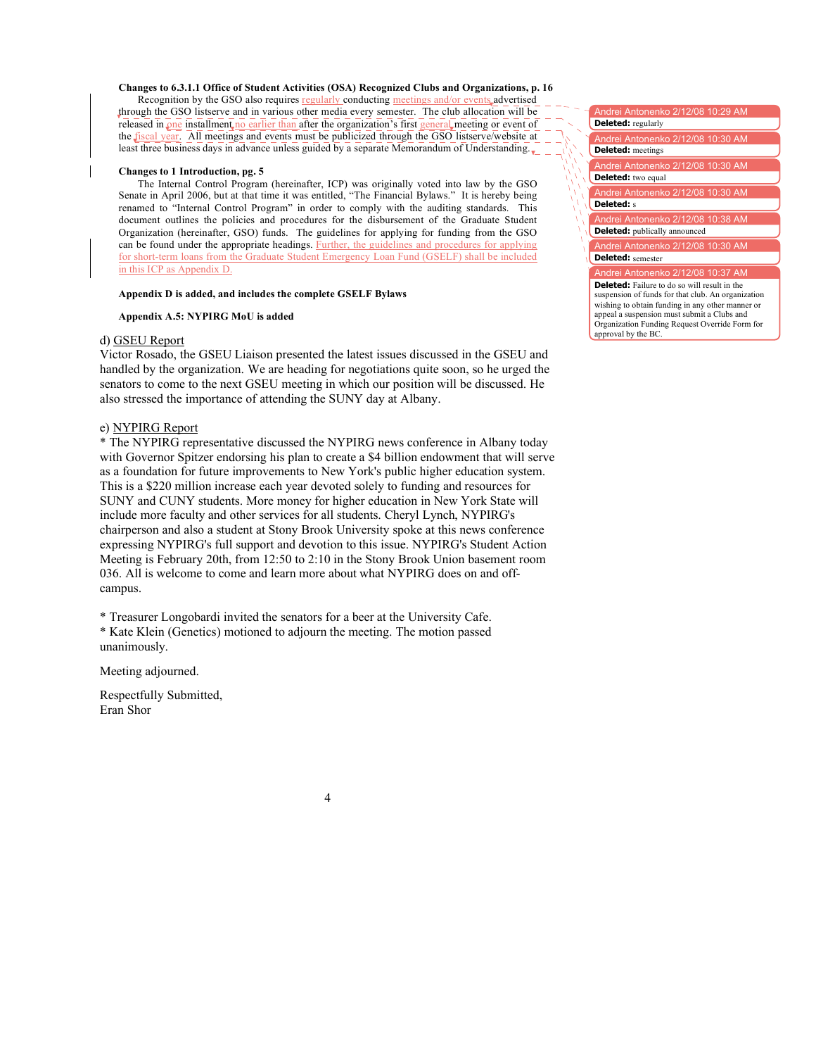**Changes to 6.3.1.1 Office of Student Activities (OSA) Recognized Clubs and Organizations, p. 16**

Recognition by the GSO also requires regularly conducting meetings and/or events advertised through the GSO listserve and in various other media every semester. The club allocation will be released in one installment no earlier than after the organization's first general meeting or event of the fiscal year. All meetings and events must be publicized through the GSO listserve/website at least three business days in advance unless guided by a separate Memorandum of Understanding.

Andrei Antonenko 2/12/08 10:29 AM
**Deleted:** regularly

Andrei Antonenko 2/12/08 10:30 AM
**Deleted:** meetings

Andrei Antonenko 2/12/08 10:30 AM
**Deleted:** two equal

Andrei Antonenko 2/12/08 10:30 AM
**Deleted:** s

Andrei Antonenko 2/12/08 10:38 AM
**Deleted:** publically announced

Andrei Antonenko 2/12/08 10:30 AM
**Deleted:** semester

Andrei Antonenko 2/12/08 10:37 AM
**Deleted:** Failure to do so will result in the suspension of funds for that club. An organization wishing to obtain funding in any other manner or appeal a suspension must submit a Clubs and Organization Funding Request Override Form for approval by the BC.

**Changes to 1 Introduction, pg. 5**

The Internal Control Program (hereinafter, ICP) was originally voted into law by the GSO Senate in April 2006, but at that time it was entitled, "The Financial Bylaws." It is hereby being renamed to "Internal Control Program" in order to comply with the auditing standards. This document outlines the policies and procedures for the disbursement of the Graduate Student Organization (hereinafter, GSO) funds. The guidelines for applying for funding from the GSO can be found under the appropriate headings. Further, the guidelines and procedures for applying for short-term loans from the Graduate Student Emergency Loan Fund (GSELF) shall be included in this ICP as Appendix D.

**Appendix D is added, and includes the complete GSELF Bylaws**

**Appendix A.5: NYPIRG MoU is added**

d) GSEU Report

Victor Rosado, the GSEU Liaison presented the latest issues discussed in the GSEU and handled by the organization. We are heading for negotiations quite soon, so he urged the senators to come to the next GSEU meeting in which our position will be discussed. He also stressed the importance of attending the SUNY day at Albany.

e) NYPIRG Report

* The NYPIRG representative discussed the NYPIRG news conference in Albany today with Governor Spitzer endorsing his plan to create a $4 billion endowment that will serve as a foundation for future improvements to New York's public higher education system. This is a $220 million increase each year devoted solely to funding and resources for SUNY and CUNY students. More money for higher education in New York State will include more faculty and other services for all students. Cheryl Lynch, NYPIRG's chairperson and also a student at Stony Brook University spoke at this news conference expressing NYPIRG's full support and devotion to this issue. NYPIRG's Student Action Meeting is February 20th, from 12:50 to 2:10 in the Stony Brook Union basement room 036. All is welcome to come and learn more about what NYPIRG does on and off-campus.

* Treasurer Longobardi invited the senators for a beer at the University Cafe.
* Kate Klein (Genetics) motioned to adjourn the meeting. The motion passed unanimously.

Meeting adjourned.

Respectfully Submitted,
Eran Shor